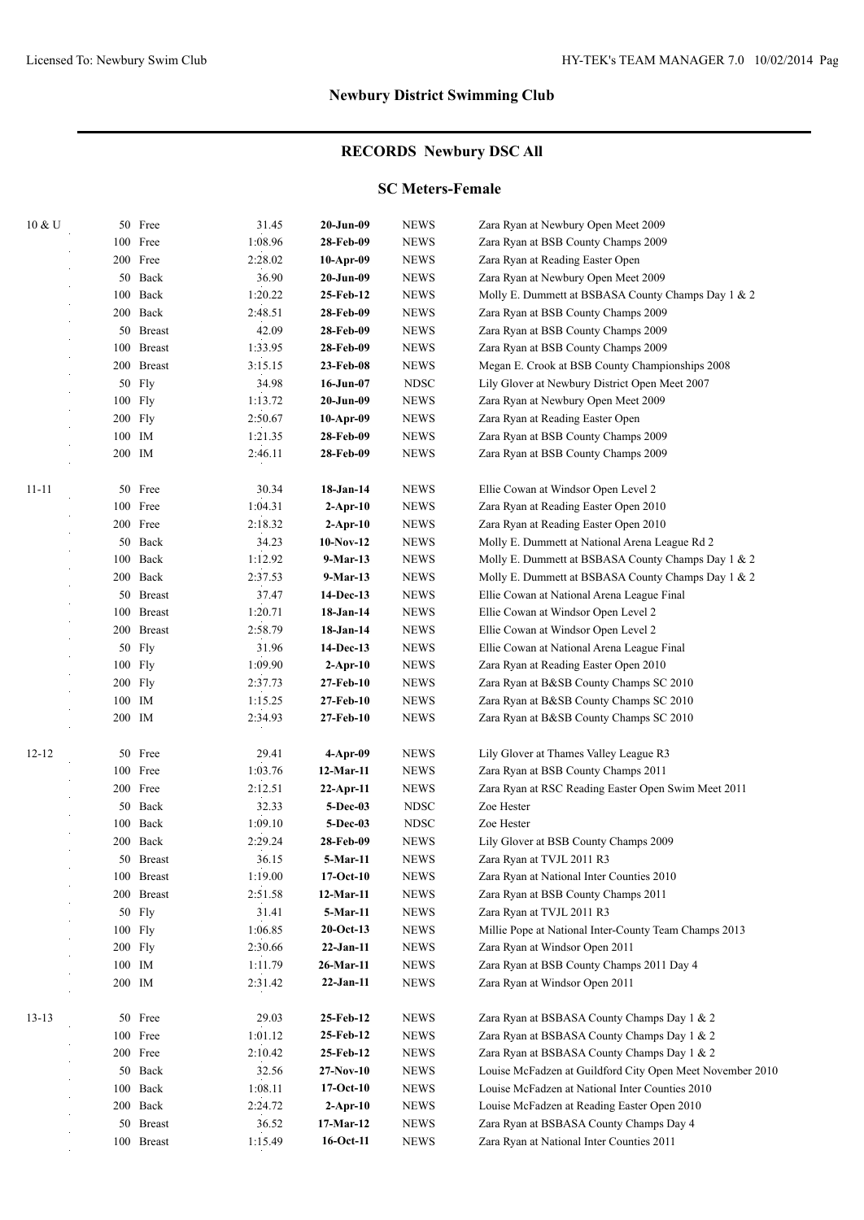## Newbury District Swimming Club

## RECORDS Newbury DSC All

### SC Meters-Female

| Age | Event | Time | Date | Team | Details |
|---|---|---|---|---|---|
| 10 & U | 50 Free | 31.45 | **20-Jun-09** | NEWS | Zara Ryan at Newbury Open Meet 2009 |
| | 100 Free | 1:08.96 | **28-Feb-09** | NEWS | Zara Ryan at BSB County Champs 2009 |
| | 200 Free | 2:28.02 | **10-Apr-09** | NEWS | Zara Ryan at Reading Easter Open |
| | 50 Back | 36.90 | **20-Jun-09** | NEWS | Zara Ryan at Newbury Open Meet 2009 |
| | 100 Back | 1:20.22 | **25-Feb-12** | NEWS | Molly E. Dummett at BSBASA County Champs Day 1 & 2 |
| | 200 Back | 2:48.51 | **28-Feb-09** | NEWS | Zara Ryan at BSB County Champs 2009 |
| | 50 Breast | 42.09 | **28-Feb-09** | NEWS | Zara Ryan at BSB County Champs 2009 |
| | 100 Breast | 1:33.95 | **28-Feb-09** | NEWS | Zara Ryan at BSB County Champs 2009 |
| | 200 Breast | 3:15.15 | **23-Feb-08** | NEWS | Megan E. Crook at BSB County Championships 2008 |
| | 50 Fly | 34.98 | **16-Jun-07** | NDSC | Lily Glover at Newbury District Open Meet 2007 |
| | 100 Fly | 1:13.72 | **20-Jun-09** | NEWS | Zara Ryan at Newbury Open Meet 2009 |
| | 200 Fly | 2:50.67 | **10-Apr-09** | NEWS | Zara Ryan at Reading Easter Open |
| | 100 IM | 1:21.35 | **28-Feb-09** | NEWS | Zara Ryan at BSB County Champs 2009 |
| | 200 IM | 2:46.11 | **28-Feb-09** | NEWS | Zara Ryan at BSB County Champs 2009 |
| 11-11 | 50 Free | 30.34 | **18-Jan-14** | NEWS | Ellie Cowan at Windsor Open Level 2 |
| | 100 Free | 1:04.31 | **2-Apr-10** | NEWS | Zara Ryan at Reading Easter Open 2010 |
| | 200 Free | 2:18.32 | **2-Apr-10** | NEWS | Zara Ryan at Reading Easter Open 2010 |
| | 50 Back | 34.23 | **10-Nov-12** | NEWS | Molly E. Dummett at National Arena League Rd 2 |
| | 100 Back | 1:12.92 | **9-Mar-13** | NEWS | Molly E. Dummett at BSBASA County Champs Day 1 & 2 |
| | 200 Back | 2:37.53 | **9-Mar-13** | NEWS | Molly E. Dummett at BSBASA County Champs Day 1 & 2 |
| | 50 Breast | 37.47 | **14-Dec-13** | NEWS | Ellie Cowan at National Arena League Final |
| | 100 Breast | 1:20.71 | **18-Jan-14** | NEWS | Ellie Cowan at Windsor Open Level 2 |
| | 200 Breast | 2:58.79 | **18-Jan-14** | NEWS | Ellie Cowan at Windsor Open Level 2 |
| | 50 Fly | 31.96 | **14-Dec-13** | NEWS | Ellie Cowan at National Arena League Final |
| | 100 Fly | 1:09.90 | **2-Apr-10** | NEWS | Zara Ryan at Reading Easter Open 2010 |
| | 200 Fly | 2:37.73 | **27-Feb-10** | NEWS | Zara Ryan at B&SB County Champs SC 2010 |
| | 100 IM | 1:15.25 | **27-Feb-10** | NEWS | Zara Ryan at B&SB County Champs SC 2010 |
| | 200 IM | 2:34.93 | **27-Feb-10** | NEWS | Zara Ryan at B&SB County Champs SC 2010 |
| 12-12 | 50 Free | 29.41 | **4-Apr-09** | NEWS | Lily Glover at Thames Valley League R3 |
| | 100 Free | 1:03.76 | **12-Mar-11** | NEWS | Zara Ryan at BSB County Champs 2011 |
| | 200 Free | 2:12.51 | **22-Apr-11** | NEWS | Zara Ryan at RSC Reading Easter Open Swim Meet 2011 |
| | 50 Back | 32.33 | **5-Dec-03** | NDSC | Zoe Hester |
| | 100 Back | 1:09.10 | **5-Dec-03** | NDSC | Zoe Hester |
| | 200 Back | 2:29.24 | **28-Feb-09** | NEWS | Lily Glover at BSB County Champs 2009 |
| | 50 Breast | 36.15 | **5-Mar-11** | NEWS | Zara Ryan at TVJL 2011 R3 |
| | 100 Breast | 1:19.00 | **17-Oct-10** | NEWS | Zara Ryan at National Inter Counties 2010 |
| | 200 Breast | 2:51.58 | **12-Mar-11** | NEWS | Zara Ryan at BSB County Champs 2011 |
| | 50 Fly | 31.41 | **5-Mar-11** | NEWS | Zara Ryan at TVJL 2011 R3 |
| | 100 Fly | 1:06.85 | **20-Oct-13** | NEWS | Millie Pope at National Inter-County Team Champs 2013 |
| | 200 Fly | 2:30.66 | **22-Jan-11** | NEWS | Zara Ryan at Windsor Open 2011 |
| | 100 IM | 1:11.79 | **26-Mar-11** | NEWS | Zara Ryan at BSB County Champs 2011 Day 4 |
| | 200 IM | 2:31.42 | **22-Jan-11** | NEWS | Zara Ryan at Windsor Open 2011 |
| 13-13 | 50 Free | 29.03 | **25-Feb-12** | NEWS | Zara Ryan at BSBASA County Champs Day 1 & 2 |
| | 100 Free | 1:01.12 | **25-Feb-12** | NEWS | Zara Ryan at BSBASA County Champs Day 1 & 2 |
| | 200 Free | 2:10.42 | **25-Feb-12** | NEWS | Zara Ryan at BSBASA County Champs Day 1 & 2 |
| | 50 Back | 32.56 | **27-Nov-10** | NEWS | Louise McFadzen at Guildford City Open Meet November 2010 |
| | 100 Back | 1:08.11 | **17-Oct-10** | NEWS | Louise McFadzen at National Inter Counties 2010 |
| | 200 Back | 2:24.72 | **2-Apr-10** | NEWS | Louise McFadzen at Reading Easter Open 2010 |
| | 50 Breast | 36.52 | **17-Mar-12** | NEWS | Zara Ryan at BSBASA County Champs Day 4 |
| | 100 Breast | 1:15.49 | **16-Oct-11** | NEWS | Zara Ryan at National Inter Counties 2011 |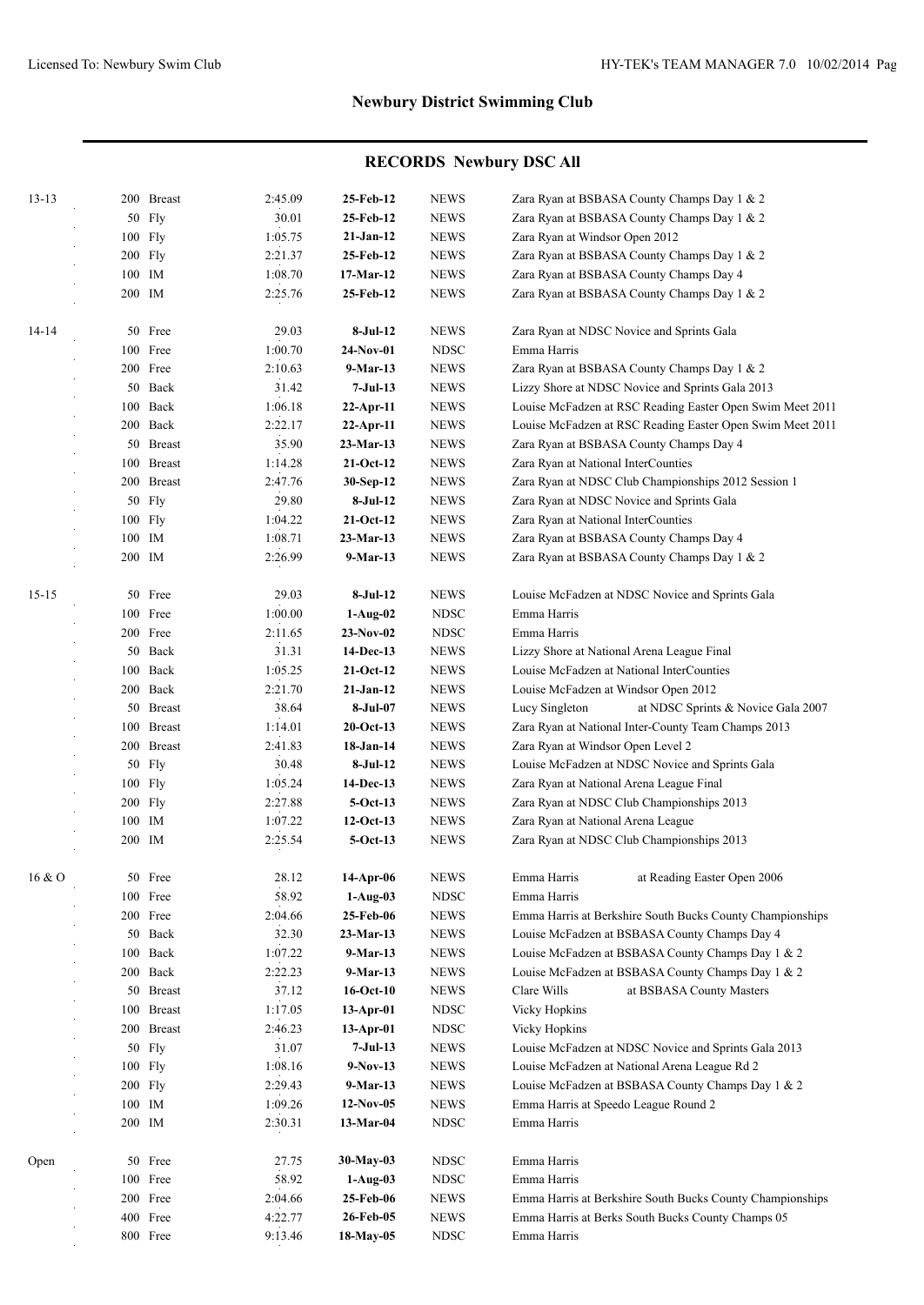## Newbury District Swimming Club

### RECORDS Newbury DSC All

| Age | Event | Time | Date | Source | Details |
|---|---|---|---|---|---|
| 13-13 | 200 Breast | 2:45.09 | **25-Feb-12** | NEWS | Zara Ryan at BSBASA County Champs Day 1 & 2 |
| | 50 Fly | 30.01 | **25-Feb-12** | NEWS | Zara Ryan at BSBASA County Champs Day 1 & 2 |
| | 100 Fly | 1:05.75 | **21-Jan-12** | NEWS | Zara Ryan at Windsor Open 2012 |
| | 200 Fly | 2:21.37 | **25-Feb-12** | NEWS | Zara Ryan at BSBASA County Champs Day 1 & 2 |
| | 100 IM | 1:08.70 | **17-Mar-12** | NEWS | Zara Ryan at BSBASA County Champs Day 4 |
| | 200 IM | 2:25.76 | **25-Feb-12** | NEWS | Zara Ryan at BSBASA County Champs Day 1 & 2 |
| 14-14 | 50 Free | 29.03 | **8-Jul-12** | NEWS | Zara Ryan at NDSC Novice and Sprints Gala |
| | 100 Free | 1:00.70 | **24-Nov-01** | NDSC | Emma Harris |
| | 200 Free | 2:10.63 | **9-Mar-13** | NEWS | Zara Ryan at BSBASA County Champs Day 1 & 2 |
| | 50 Back | 31.42 | **7-Jul-13** | NEWS | Lizzy Shore at NDSC Novice and Sprints Gala 2013 |
| | 100 Back | 1:06.18 | **22-Apr-11** | NEWS | Louise McFadzen at RSC Reading Easter Open Swim Meet 2011 |
| | 200 Back | 2:22.17 | **22-Apr-11** | NEWS | Louise McFadzen at RSC Reading Easter Open Swim Meet 2011 |
| | 50 Breast | 35.90 | **23-Mar-13** | NEWS | Zara Ryan at BSBASA County Champs Day 4 |
| | 100 Breast | 1:14.28 | **21-Oct-12** | NEWS | Zara Ryan at National InterCounties |
| | 200 Breast | 2:47.76 | **30-Sep-12** | NEWS | Zara Ryan at NDSC Club Championships 2012 Session 1 |
| | 50 Fly | 29.80 | **8-Jul-12** | NEWS | Zara Ryan at NDSC Novice and Sprints Gala |
| | 100 Fly | 1:04.22 | **21-Oct-12** | NEWS | Zara Ryan at National InterCounties |
| | 100 IM | 1:08.71 | **23-Mar-13** | NEWS | Zara Ryan at BSBASA County Champs Day 4 |
| | 200 IM | 2:26.99 | **9-Mar-13** | NEWS | Zara Ryan at BSBASA County Champs Day 1 & 2 |
| 15-15 | 50 Free | 29.03 | **8-Jul-12** | NEWS | Louise McFadzen at NDSC Novice and Sprints Gala |
| | 100 Free | 1:00.00 | **1-Aug-02** | NDSC | Emma Harris |
| | 200 Free | 2:11.65 | **23-Nov-02** | NDSC | Emma Harris |
| | 50 Back | 31.31 | **14-Dec-13** | NEWS | Lizzy Shore at National Arena League Final |
| | 100 Back | 1:05.25 | **21-Oct-12** | NEWS | Louise McFadzen at National InterCounties |
| | 200 Back | 2:21.70 | **21-Jan-12** | NEWS | Louise McFadzen at Windsor Open 2012 |
| | 50 Breast | 38.64 | **8-Jul-07** | NEWS | Lucy Singleton at NDSC Sprints & Novice Gala 2007 |
| | 100 Breast | 1:14.01 | **20-Oct-13** | NEWS | Zara Ryan at National Inter-County Team Champs 2013 |
| | 200 Breast | 2:41.83 | **18-Jan-14** | NEWS | Zara Ryan at Windsor Open Level 2 |
| | 50 Fly | 30.48 | **8-Jul-12** | NEWS | Louise McFadzen at NDSC Novice and Sprints Gala |
| | 100 Fly | 1:05.24 | **14-Dec-13** | NEWS | Zara Ryan at National Arena League Final |
| | 200 Fly | 2:27.88 | **5-Oct-13** | NEWS | Zara Ryan at NDSC Club Championships 2013 |
| | 100 IM | 1:07.22 | **12-Oct-13** | NEWS | Zara Ryan at National Arena League |
| | 200 IM | 2:25.54 | **5-Oct-13** | NEWS | Zara Ryan at NDSC Club Championships 2013 |
| 16 & O | 50 Free | 28.12 | **14-Apr-06** | NEWS | Emma Harris at Reading Easter Open 2006 |
| | 100 Free | 58.92 | **1-Aug-03** | NDSC | Emma Harris |
| | 200 Free | 2:04.66 | **25-Feb-06** | NEWS | Emma Harris at Berkshire South Bucks County Championships |
| | 50 Back | 32.30 | **23-Mar-13** | NEWS | Louise McFadzen at BSBASA County Champs Day 4 |
| | 100 Back | 1:07.22 | **9-Mar-13** | NEWS | Louise McFadzen at BSBASA County Champs Day 1 & 2 |
| | 200 Back | 2:22.23 | **9-Mar-13** | NEWS | Louise McFadzen at BSBASA County Champs Day 1 & 2 |
| | 50 Breast | 37.12 | **16-Oct-10** | NEWS | Clare Wills at BSBASA County Masters |
| | 100 Breast | 1:17.05 | **13-Apr-01** | NDSC | Vicky Hopkins |
| | 200 Breast | 2:46.23 | **13-Apr-01** | NDSC | Vicky Hopkins |
| | 50 Fly | 31.07 | **7-Jul-13** | NEWS | Louise McFadzen at NDSC Novice and Sprints Gala 2013 |
| | 100 Fly | 1:08.16 | **9-Nov-13** | NEWS | Louise McFadzen at National Arena League Rd 2 |
| | 200 Fly | 2:29.43 | **9-Mar-13** | NEWS | Louise McFadzen at BSBASA County Champs Day 1 & 2 |
| | 100 IM | 1:09.26 | **12-Nov-05** | NEWS | Emma Harris at Speedo League Round 2 |
| | 200 IM | 2:30.31 | **13-Mar-04** | NDSC | Emma Harris |
| Open | 50 Free | 27.75 | **30-May-03** | NDSC | Emma Harris |
| | 100 Free | 58.92 | **1-Aug-03** | NDSC | Emma Harris |
| | 200 Free | 2:04.66 | **25-Feb-06** | NEWS | Emma Harris at Berkshire South Bucks County Championships |
| | 400 Free | 4:22.77 | **26-Feb-05** | NEWS | Emma Harris at Berks South Bucks County Champs 05 |
| | 800 Free | 9:13.46 | **18-May-05** | NDSC | Emma Harris |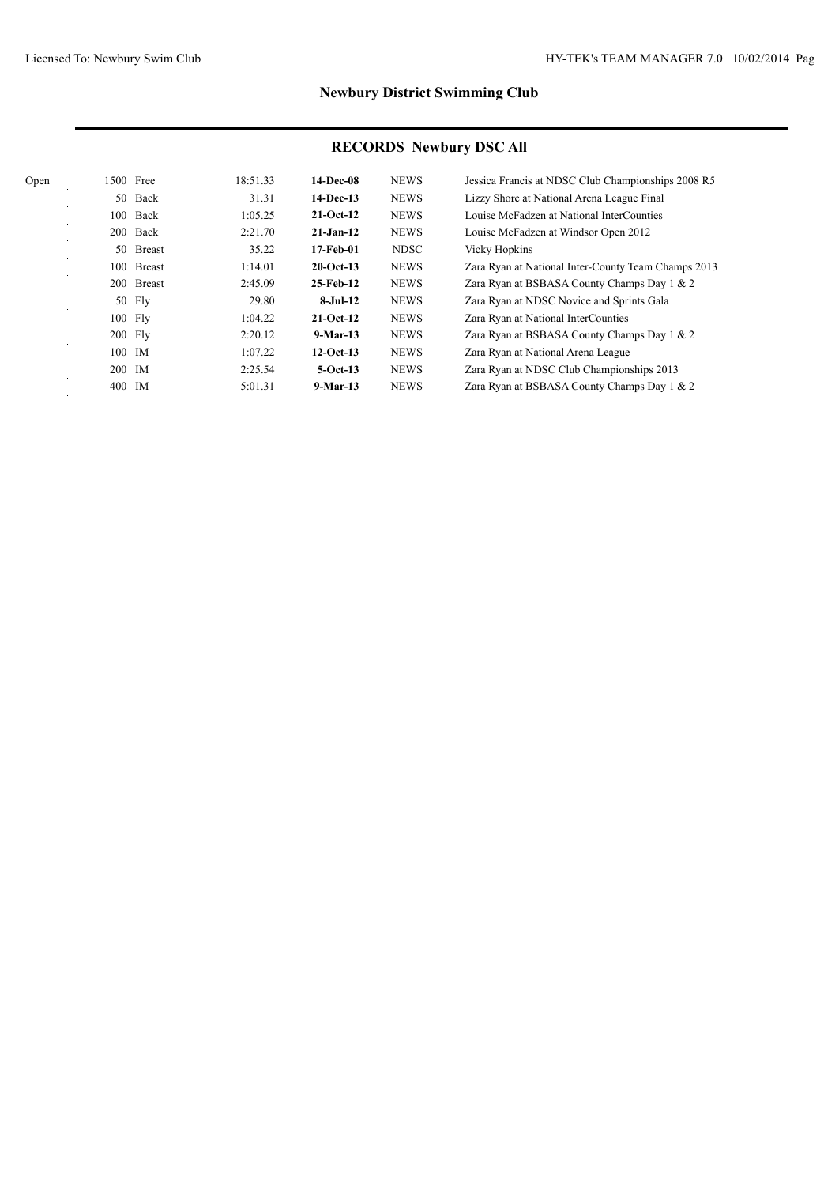## Newbury District Swimming Club

### RECORDS Newbury DSC All

| | Event | | Time | Date | Team | Details |
|---|---|---|---|---|---|---|
| Open | 1500 | Free | 18:51.33 | **14-Dec-08** | NEWS | Jessica Francis at NDSC Club Championships 2008 R5 |
| | 50 | Back | 31.31 | **14-Dec-13** | NEWS | Lizzy Shore at National Arena League Final |
| | 100 | Back | 1:05.25 | **21-Oct-12** | NEWS | Louise McFadzen at National InterCounties |
| | 200 | Back | 2:21.70 | **21-Jan-12** | NEWS | Louise McFadzen at Windsor Open 2012 |
| | 50 | Breast | 35.22 | **17-Feb-01** | NDSC | Vicky Hopkins |
| | 100 | Breast | 1:14.01 | **20-Oct-13** | NEWS | Zara Ryan at National Inter-County Team Champs 2013 |
| | 200 | Breast | 2:45.09 | **25-Feb-12** | NEWS | Zara Ryan at BSBASA County Champs Day 1 & 2 |
| | 50 | Fly | 29.80 | **8-Jul-12** | NEWS | Zara Ryan at NDSC Novice and Sprints Gala |
| | 100 | Fly | 1:04.22 | **21-Oct-12** | NEWS | Zara Ryan at National InterCounties |
| | 200 | Fly | 2:20.12 | **9-Mar-13** | NEWS | Zara Ryan at BSBASA County Champs Day 1 & 2 |
| | 100 | IM | 1:07.22 | **12-Oct-13** | NEWS | Zara Ryan at National Arena League |
| | 200 | IM | 2:25.54 | **5-Oct-13** | NEWS | Zara Ryan at NDSC Club Championships 2013 |
| | 400 | IM | 5:01.31 | **9-Mar-13** | NEWS | Zara Ryan at BSBASA County Champs Day 1 & 2 |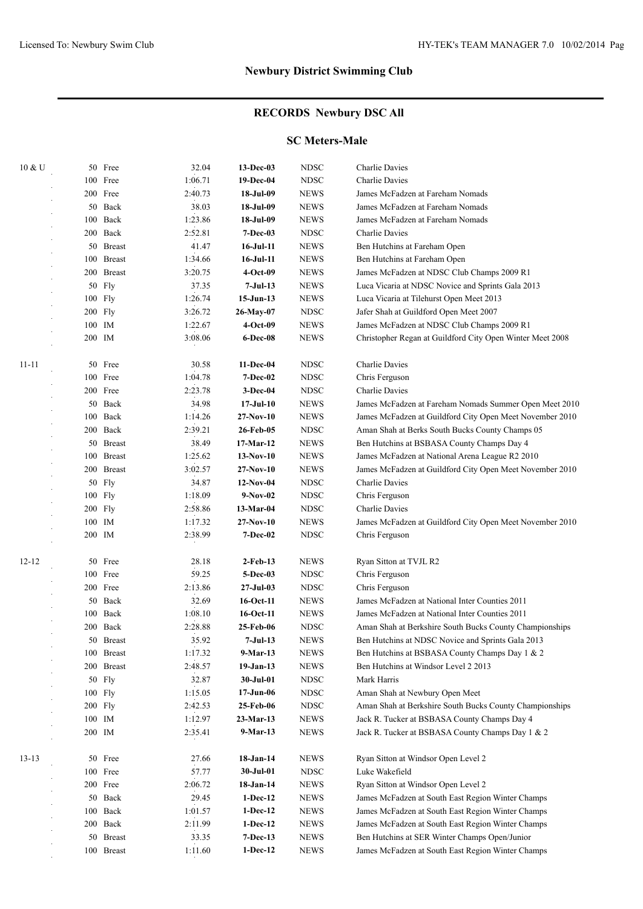## Newbury District Swimming Club

## RECORDS Newbury DSC All

### SC Meters-Male

| Age | Event | Time | Date | Team | Name |
|---|---|---|---|---|---|
| 10 & U | 50 Free | 32.04 | **13-Dec-03** | NDSC | Charlie Davies |
| | 100 Free | 1:06.71 | **19-Dec-04** | NDSC | Charlie Davies |
| | 200 Free | 2:40.73 | **18-Jul-09** | NEWS | James McFadzen at Fareham Nomads |
| | 50 Back | 38.03 | **18-Jul-09** | NEWS | James McFadzen at Fareham Nomads |
| | 100 Back | 1:23.86 | **18-Jul-09** | NEWS | James McFadzen at Fareham Nomads |
| | 200 Back | 2:52.81 | **7-Dec-03** | NDSC | Charlie Davies |
| | 50 Breast | 41.47 | **16-Jul-11** | NEWS | Ben Hutchins at Fareham Open |
| | 100 Breast | 1:34.66 | **16-Jul-11** | NEWS | Ben Hutchins at Fareham Open |
| | 200 Breast | 3:20.75 | **4-Oct-09** | NEWS | James McFadzen at NDSC Club Champs 2009 R1 |
| | 50 Fly | 37.35 | **7-Jul-13** | NEWS | Luca Vicaria at NDSC Novice and Sprints Gala 2013 |
| | 100 Fly | 1:26.74 | **15-Jun-13** | NEWS | Luca Vicaria at Tilehurst Open Meet 2013 |
| | 200 Fly | 3:26.72 | **26-May-07** | NDSC | Jafer Shah at Guildford Open Meet 2007 |
| | 100 IM | 1:22.67 | **4-Oct-09** | NEWS | James McFadzen at NDSC Club Champs 2009 R1 |
| | 200 IM | 3:08.06 | **6-Dec-08** | NEWS | Christopher Regan at Guildford City Open Winter Meet 2008 |
| 11-11 | 50 Free | 30.58 | **11-Dec-04** | NDSC | Charlie Davies |
| | 100 Free | 1:04.78 | **7-Dec-02** | NDSC | Chris Ferguson |
| | 200 Free | 2:23.78 | **3-Dec-04** | NDSC | Charlie Davies |
| | 50 Back | 34.98 | **17-Jul-10** | NEWS | James McFadzen at Fareham Nomads Summer Open Meet 2010 |
| | 100 Back | 1:14.26 | **27-Nov-10** | NEWS | James McFadzen at Guildford City Open Meet November 2010 |
| | 200 Back | 2:39.21 | **26-Feb-05** | NDSC | Aman Shah at Berks South Bucks County Champs 05 |
| | 50 Breast | 38.49 | **17-Mar-12** | NEWS | Ben Hutchins at BSBASA County Champs Day 4 |
| | 100 Breast | 1:25.62 | **13-Nov-10** | NEWS | James McFadzen at National Arena League R2 2010 |
| | 200 Breast | 3:02.57 | **27-Nov-10** | NEWS | James McFadzen at Guildford City Open Meet November 2010 |
| | 50 Fly | 34.87 | **12-Nov-04** | NDSC | Charlie Davies |
| | 100 Fly | 1:18.09 | **9-Nov-02** | NDSC | Chris Ferguson |
| | 200 Fly | 2:58.86 | **13-Mar-04** | NDSC | Charlie Davies |
| | 100 IM | 1:17.32 | **27-Nov-10** | NEWS | James McFadzen at Guildford City Open Meet November 2010 |
| | 200 IM | 2:38.99 | **7-Dec-02** | NDSC | Chris Ferguson |
| 12-12 | 50 Free | 28.18 | **2-Feb-13** | NEWS | Ryan Sitton at TVJL R2 |
| | 100 Free | 59.25 | **5-Dec-03** | NDSC | Chris Ferguson |
| | 200 Free | 2:13.86 | **27-Jul-03** | NDSC | Chris Ferguson |
| | 50 Back | 32.69 | **16-Oct-11** | NEWS | James McFadzen at National Inter Counties 2011 |
| | 100 Back | 1:08.10 | **16-Oct-11** | NEWS | James McFadzen at National Inter Counties 2011 |
| | 200 Back | 2:28.88 | **25-Feb-06** | NDSC | Aman Shah at Berkshire South Bucks County Championships |
| | 50 Breast | 35.92 | **7-Jul-13** | NEWS | Ben Hutchins at NDSC Novice and Sprints Gala 2013 |
| | 100 Breast | 1:17.32 | **9-Mar-13** | NEWS | Ben Hutchins at BSBASA County Champs Day 1 & 2 |
| | 200 Breast | 2:48.57 | **19-Jan-13** | NEWS | Ben Hutchins at Windsor Level 2 2013 |
| | 50 Fly | 32.87 | **30-Jul-01** | NDSC | Mark Harris |
| | 100 Fly | 1:15.05 | **17-Jun-06** | NDSC | Aman Shah at Newbury Open Meet |
| | 200 Fly | 2:42.53 | **25-Feb-06** | NDSC | Aman Shah at Berkshire South Bucks County Championships |
| | 100 IM | 1:12.97 | **23-Mar-13** | NEWS | Jack R. Tucker at BSBASA County Champs Day 4 |
| | 200 IM | 2:35.41 | **9-Mar-13** | NEWS | Jack R. Tucker at BSBASA County Champs Day 1 & 2 |
| 13-13 | 50 Free | 27.66 | **18-Jan-14** | NEWS | Ryan Sitton at Windsor Open Level 2 |
| | 100 Free | 57.77 | **30-Jul-01** | NDSC | Luke Wakefield |
| | 200 Free | 2:06.72 | **18-Jan-14** | NEWS | Ryan Sitton at Windsor Open Level 2 |
| | 50 Back | 29.45 | **1-Dec-12** | NEWS | James McFadzen at South East Region Winter Champs |
| | 100 Back | 1:01.57 | **1-Dec-12** | NEWS | James McFadzen at South East Region Winter Champs |
| | 200 Back | 2:11.99 | **1-Dec-12** | NEWS | James McFadzen at South East Region Winter Champs |
| | 50 Breast | 33.35 | **7-Dec-13** | NEWS | Ben Hutchins at SER Winter Champs Open/Junior |
| | 100 Breast | 1:11.60 | **1-Dec-12** | NEWS | James McFadzen at South East Region Winter Champs |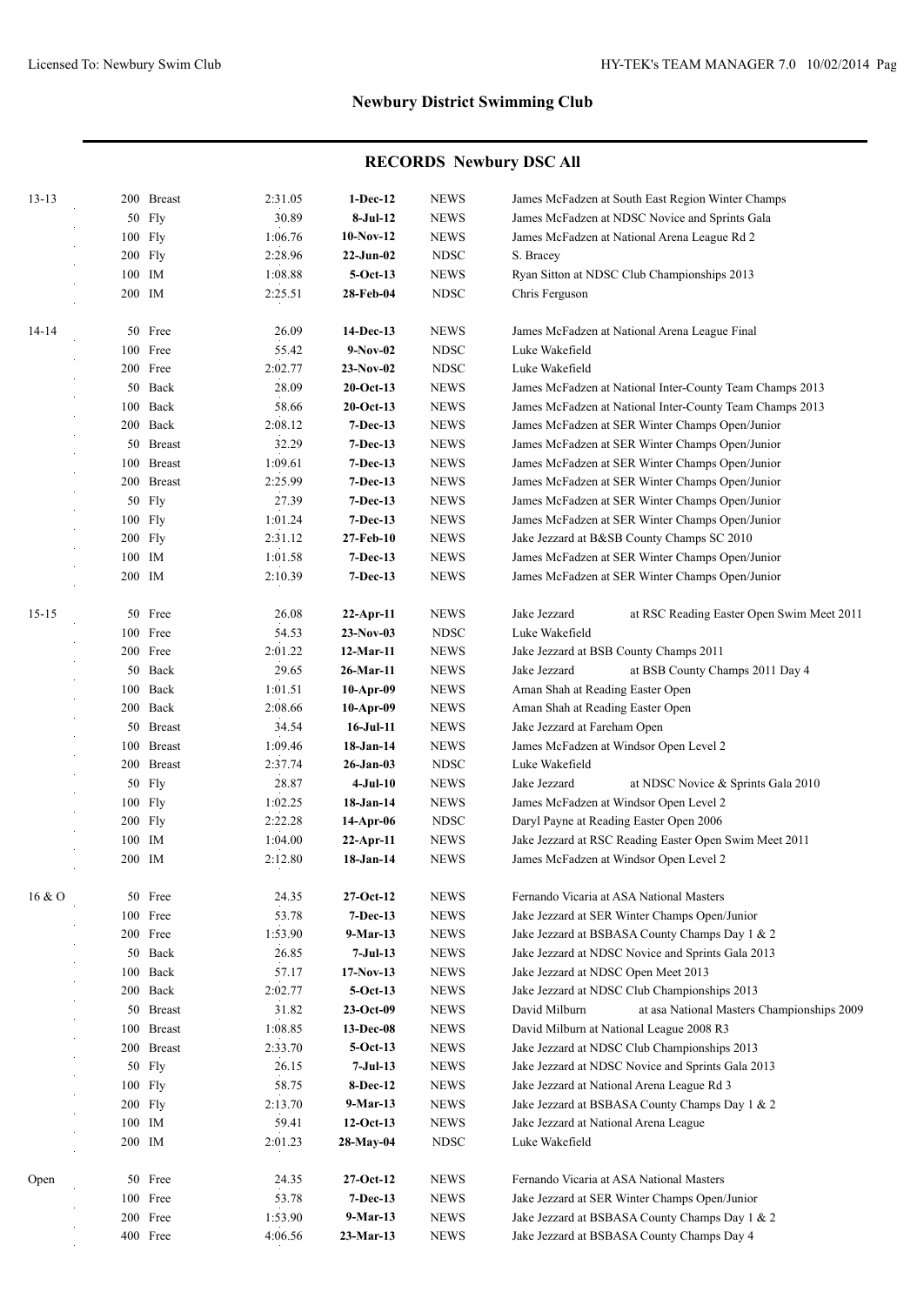## Newbury District Swimming Club

### RECORDS Newbury DSC All

| Age | Event | Time | Date | Course | Holder |
|---|---|---|---|---|---|
| 13-13 | 200 Breast | 2:31.05 | **1-Dec-12** | NEWS | James McFadzen at South East Region Winter Champs |
| | 50 Fly | 30.89 | **8-Jul-12** | NEWS | James McFadzen at NDSC Novice and Sprints Gala |
| | 100 Fly | 1:06.76 | **10-Nov-12** | NEWS | James McFadzen at National Arena League Rd 2 |
| | 200 Fly | 2:28.96 | **22-Jun-02** | NDSC | S. Bracey |
| | 100 IM | 1:08.88 | **5-Oct-13** | NEWS | Ryan Sitton at NDSC Club Championships 2013 |
| | 200 IM | 2:25.51 | **28-Feb-04** | NDSC | Chris Ferguson |
| 14-14 | 50 Free | 26.09 | **14-Dec-13** | NEWS | James McFadzen at National Arena League Final |
| | 100 Free | 55.42 | **9-Nov-02** | NDSC | Luke Wakefield |
| | 200 Free | 2:02.77 | **23-Nov-02** | NDSC | Luke Wakefield |
| | 50 Back | 28.09 | **20-Oct-13** | NEWS | James McFadzen at National Inter-County Team Champs 2013 |
| | 100 Back | 58.66 | **20-Oct-13** | NEWS | James McFadzen at National Inter-County Team Champs 2013 |
| | 200 Back | 2:08.12 | **7-Dec-13** | NEWS | James McFadzen at SER Winter Champs Open/Junior |
| | 50 Breast | 32.29 | **7-Dec-13** | NEWS | James McFadzen at SER Winter Champs Open/Junior |
| | 100 Breast | 1:09.61 | **7-Dec-13** | NEWS | James McFadzen at SER Winter Champs Open/Junior |
| | 200 Breast | 2:25.99 | **7-Dec-13** | NEWS | James McFadzen at SER Winter Champs Open/Junior |
| | 50 Fly | 27.39 | **7-Dec-13** | NEWS | James McFadzen at SER Winter Champs Open/Junior |
| | 100 Fly | 1:01.24 | **7-Dec-13** | NEWS | James McFadzen at SER Winter Champs Open/Junior |
| | 200 Fly | 2:31.12 | **27-Feb-10** | NEWS | Jake Jezzard at B&SB County Champs SC 2010 |
| | 100 IM | 1:01.58 | **7-Dec-13** | NEWS | James McFadzen at SER Winter Champs Open/Junior |
| | 200 IM | 2:10.39 | **7-Dec-13** | NEWS | James McFadzen at SER Winter Champs Open/Junior |
| 15-15 | 50 Free | 26.08 | **22-Apr-11** | NEWS | Jake Jezzard at RSC Reading Easter Open Swim Meet 2011 |
| | 100 Free | 54.53 | **23-Nov-03** | NDSC | Luke Wakefield |
| | 200 Free | 2:01.22 | **12-Mar-11** | NEWS | Jake Jezzard at BSB County Champs 2011 |
| | 50 Back | 29.65 | **26-Mar-11** | NEWS | Jake Jezzard at BSB County Champs 2011 Day 4 |
| | 100 Back | 1:01.51 | **10-Apr-09** | NEWS | Aman Shah at Reading Easter Open |
| | 200 Back | 2:08.66 | **10-Apr-09** | NEWS | Aman Shah at Reading Easter Open |
| | 50 Breast | 34.54 | **16-Jul-11** | NEWS | Jake Jezzard at Fareham Open |
| | 100 Breast | 1:09.46 | **18-Jan-14** | NEWS | James McFadzen at Windsor Open Level 2 |
| | 200 Breast | 2:37.74 | **26-Jan-03** | NDSC | Luke Wakefield |
| | 50 Fly | 28.87 | **4-Jul-10** | NEWS | Jake Jezzard at NDSC Novice & Sprints Gala 2010 |
| | 100 Fly | 1:02.25 | **18-Jan-14** | NEWS | James McFadzen at Windsor Open Level 2 |
| | 200 Fly | 2:22.28 | **14-Apr-06** | NDSC | Daryl Payne at Reading Easter Open 2006 |
| | 100 IM | 1:04.00 | **22-Apr-11** | NEWS | Jake Jezzard at RSC Reading Easter Open Swim Meet 2011 |
| | 200 IM | 2:12.80 | **18-Jan-14** | NEWS | James McFadzen at Windsor Open Level 2 |
| 16 & O | 50 Free | 24.35 | **27-Oct-12** | NEWS | Fernando Vicaria at ASA National Masters |
| | 100 Free | 53.78 | **7-Dec-13** | NEWS | Jake Jezzard at SER Winter Champs Open/Junior |
| | 200 Free | 1:53.90 | **9-Mar-13** | NEWS | Jake Jezzard at BSBASA County Champs Day 1 & 2 |
| | 50 Back | 26.85 | **7-Jul-13** | NEWS | Jake Jezzard at NDSC Novice and Sprints Gala 2013 |
| | 100 Back | 57.17 | **17-Nov-13** | NEWS | Jake Jezzard at NDSC Open Meet 2013 |
| | 200 Back | 2:02.77 | **5-Oct-13** | NEWS | Jake Jezzard at NDSC Club Championships 2013 |
| | 50 Breast | 31.82 | **23-Oct-09** | NEWS | David Milburn at asa National Masters Championships 2009 |
| | 100 Breast | 1:08.85 | **13-Dec-08** | NEWS | David Milburn at National League 2008 R3 |
| | 200 Breast | 2:33.70 | **5-Oct-13** | NEWS | Jake Jezzard at NDSC Club Championships 2013 |
| | 50 Fly | 26.15 | **7-Jul-13** | NEWS | Jake Jezzard at NDSC Novice and Sprints Gala 2013 |
| | 100 Fly | 58.75 | **8-Dec-12** | NEWS | Jake Jezzard at National Arena League Rd 3 |
| | 200 Fly | 2:13.70 | **9-Mar-13** | NEWS | Jake Jezzard at BSBASA County Champs Day 1 & 2 |
| | 100 IM | 59.41 | **12-Oct-13** | NEWS | Jake Jezzard at National Arena League |
| | 200 IM | 2:01.23 | **28-May-04** | NDSC | Luke Wakefield |
| Open | 50 Free | 24.35 | **27-Oct-12** | NEWS | Fernando Vicaria at ASA National Masters |
| | 100 Free | 53.78 | **7-Dec-13** | NEWS | Jake Jezzard at SER Winter Champs Open/Junior |
| | 200 Free | 1:53.90 | **9-Mar-13** | NEWS | Jake Jezzard at BSBASA County Champs Day 1 & 2 |
| | 400 Free | 4:06.56 | **23-Mar-13** | NEWS | Jake Jezzard at BSBASA County Champs Day 4 |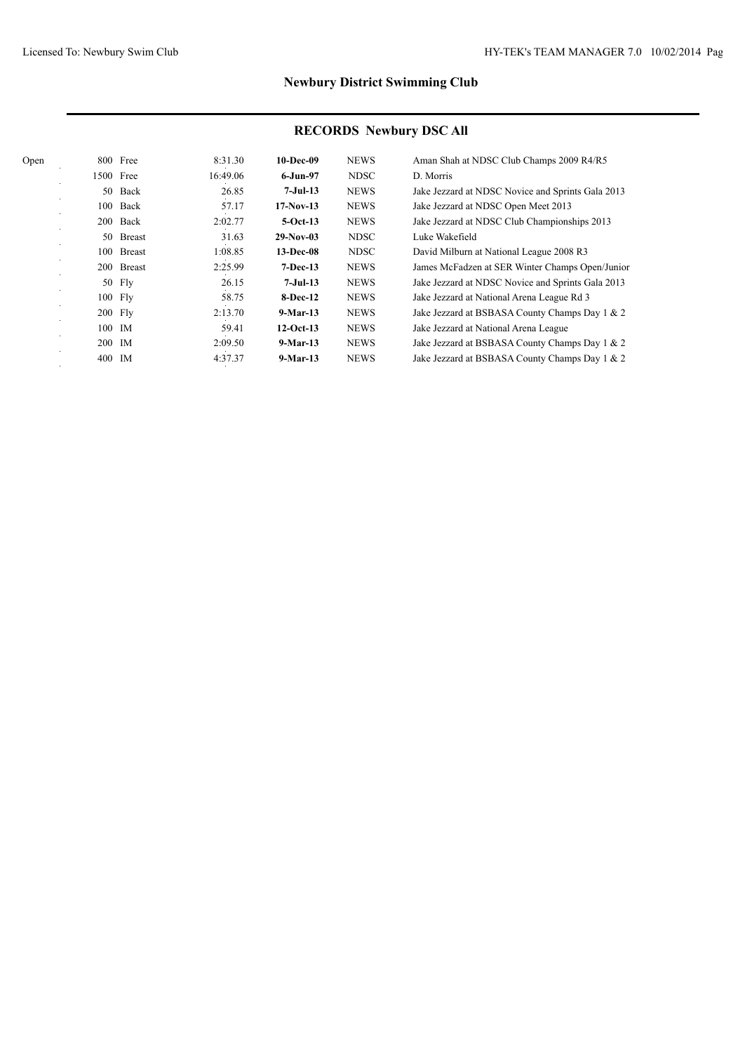## Newbury District Swimming Club

## RECORDS Newbury DSC All

| | | | | | | |
|---|---|---|---|---|---|---|
| Open | 800 | Free | 8:31.30 | **10-Dec-09** | NEWS | Aman Shah at NDSC Club Champs 2009 R4/R5 |
| | 1500 | Free | 16:49.06 | **6-Jun-97** | NDSC | D. Morris |
| | 50 | Back | 26.85 | **7-Jul-13** | NEWS | Jake Jezzard at NDSC Novice and Sprints Gala 2013 |
| | 100 | Back | 57.17 | **17-Nov-13** | NEWS | Jake Jezzard at NDSC Open Meet 2013 |
| | 200 | Back | 2:02.77 | **5-Oct-13** | NEWS | Jake Jezzard at NDSC Club Championships 2013 |
| | 50 | Breast | 31.63 | **29-Nov-03** | NDSC | Luke Wakefield |
| | 100 | Breast | 1:08.85 | **13-Dec-08** | NDSC | David Milburn at National League 2008 R3 |
| | 200 | Breast | 2:25.99 | **7-Dec-13** | NEWS | James McFadzen at SER Winter Champs Open/Junior |
| | 50 | Fly | 26.15 | **7-Jul-13** | NEWS | Jake Jezzard at NDSC Novice and Sprints Gala 2013 |
| | 100 | Fly | 58.75 | **8-Dec-12** | NEWS | Jake Jezzard at National Arena League Rd 3 |
| | 200 | Fly | 2:13.70 | **9-Mar-13** | NEWS | Jake Jezzard at BSBASA County Champs Day 1 & 2 |
| | 100 | IM | 59.41 | **12-Oct-13** | NEWS | Jake Jezzard at National Arena League |
| | 200 | IM | 2:09.50 | **9-Mar-13** | NEWS | Jake Jezzard at BSBASA County Champs Day 1 & 2 |
| | 400 | IM | 4:37.37 | **9-Mar-13** | NEWS | Jake Jezzard at BSBASA County Champs Day 1 & 2 |